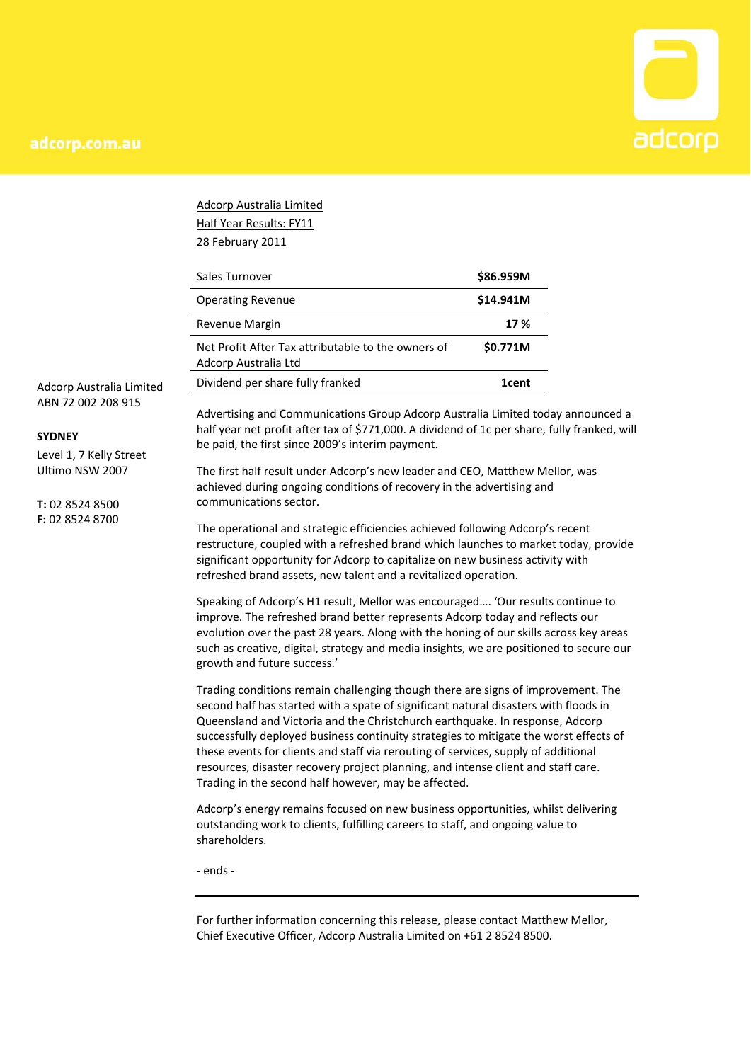adcorp.com.au

adcorp

Adcorp Australia Limited
Half Year Results: FY11
28 February 2011

| | |
|---|---|
| Sales Turnover | **$86.959M** |
| Operating Revenue | **$14.941M** |
| Revenue Margin | **17 %** |
| Net Profit After Tax attributable to the owners of Adcorp Australia Ltd | **$0.771M** |
| Dividend per share fully franked | **1cent** |

Adcorp Australia Limited
ABN 72 002 208 915

**SYDNEY**
Level 1, 7 Kelly Street
Ultimo NSW 2007

**T:** 02 8524 8500
**F:** 02 8524 8700

Advertising and Communications Group Adcorp Australia Limited today announced a half year net profit after tax of $771,000. A dividend of 1c per share, fully franked, will be paid, the first since 2009's interim payment.

The first half result under Adcorp's new leader and CEO, Matthew Mellor, was achieved during ongoing conditions of recovery in the advertising and communications sector.

The operational and strategic efficiencies achieved following Adcorp's recent restructure, coupled with a refreshed brand which launches to market today, provide significant opportunity for Adcorp to capitalize on new business activity with refreshed brand assets, new talent and a revitalized operation.

Speaking of Adcorp's H1 result, Mellor was encouraged…. 'Our results continue to improve. The refreshed brand better represents Adcorp today and reflects our evolution over the past 28 years. Along with the honing of our skills across key areas such as creative, digital, strategy and media insights, we are positioned to secure our growth and future success.'

Trading conditions remain challenging though there are signs of improvement. The second half has started with a spate of significant natural disasters with floods in Queensland and Victoria and the Christchurch earthquake. In response, Adcorp successfully deployed business continuity strategies to mitigate the worst effects of these events for clients and staff via rerouting of services, supply of additional resources, disaster recovery project planning, and intense client and staff care. Trading in the second half however, may be affected.

Adcorp's energy remains focused on new business opportunities, whilst delivering outstanding work to clients, fulfilling careers to staff, and ongoing value to shareholders.

- ends -

---

For further information concerning this release, please contact Matthew Mellor, Chief Executive Officer, Adcorp Australia Limited on +61 2 8524 8500.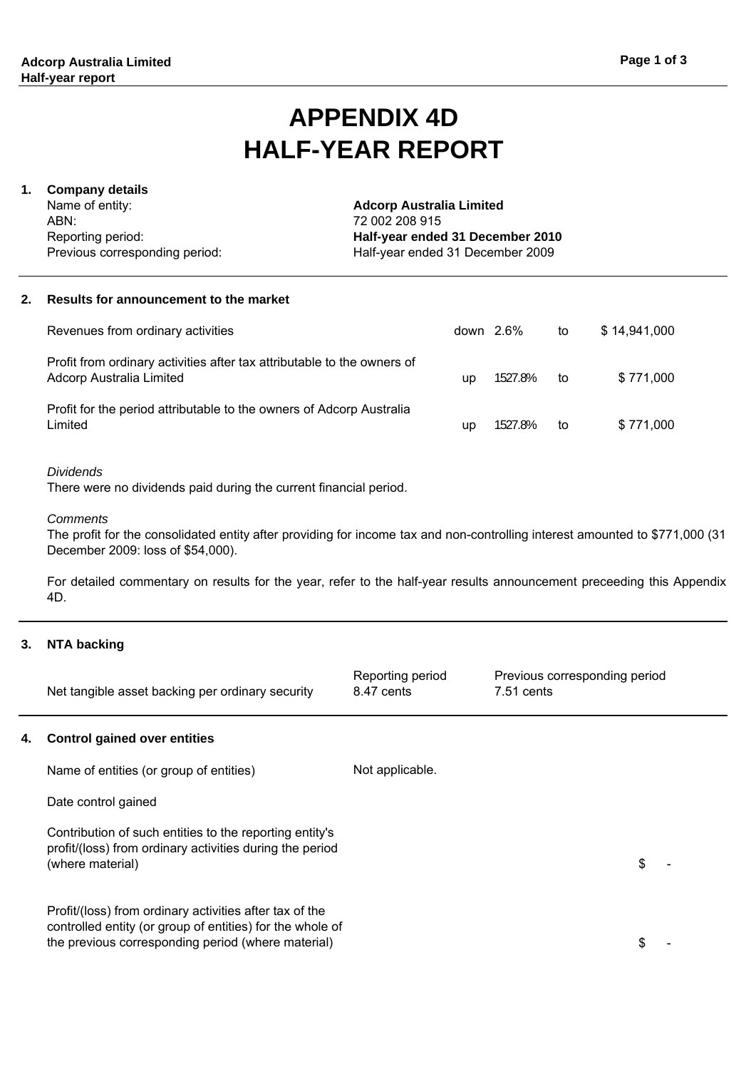# APPENDIX 4D
# HALF-YEAR REPORT

## 1. Company details

| | |
|---|---|
| Name of entity: | **Adcorp Australia Limited** |
| ABN: | 72 002 208 915 |
| Reporting period: | **Half-year ended 31 December 2010** |
| Previous corresponding period: | Half-year ended 31 December 2009 |

## 2. Results for announcement to the market

| | | | | |
|---|---|---|---|---|
| Revenues from ordinary activities | down | 2.6% | to | $ 14,941,000 |
| Profit from ordinary activities after tax attributable to the owners of Adcorp Australia Limited | up | 1527.8% | to | $ 771,000 |
| Profit for the period attributable to the owners of Adcorp Australia Limited | up | 1527.8% | to | $ 771,000 |

*Dividends*

There were no dividends paid during the current financial period.

*Comments*

The profit for the consolidated entity after providing for income tax and non-controlling interest amounted to $771,000 (31 December 2009: loss of $54,000).

For detailed commentary on results for the year, refer to the half-year results announcement preceeding this Appendix 4D.

## 3. NTA backing

| | Reporting period | Previous corresponding period |
|---|---|---|
| Net tangible asset backing per ordinary security | 8.47 cents | 7.51 cents |

## 4. Control gained over entities

| | |
|---|---|
| Name of entities (or group of entities) | Not applicable. |
| Date control gained | |
| Contribution of such entities to the reporting entity's profit/(loss) from ordinary activities during the period (where material) | $ - |
| Profit/(loss) from ordinary activities after tax of the controlled entity (or group of entities) for the whole of the previous corresponding period (where material) | $ - |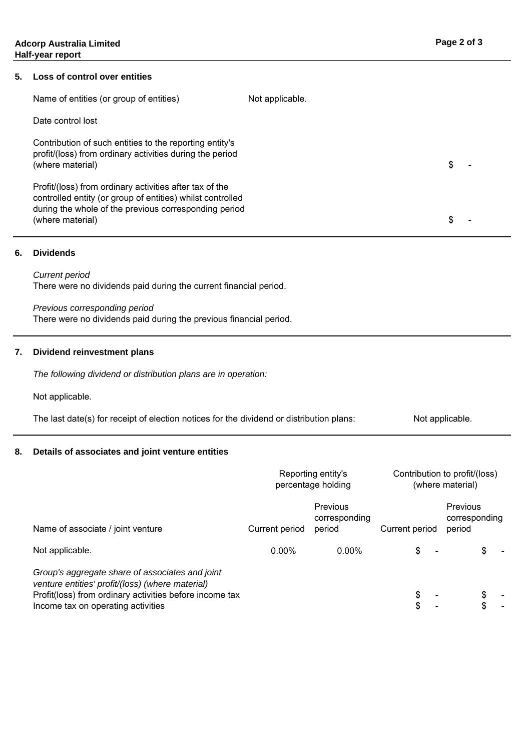## 5. Loss of control over entities

| | | |
|---|---|---|
| Name of entities (or group of entities) | Not applicable. | |
| Date control lost | | |
| Contribution of such entities to the reporting entity's profit/(loss) from ordinary activities during the period (where material) | | $ - |
| Profit/(loss) from ordinary activities after tax of the controlled entity (or group of entities) whilst controlled during the whole of the previous corresponding period (where material) | | $ - |

## 6. Dividends

*Current period*
There were no dividends paid during the current financial period.

*Previous corresponding period*
There were no dividends paid during the previous financial period.

## 7. Dividend reinvestment plans

*The following dividend or distribution plans are in operation:*

Not applicable.

The last date(s) for receipt of election notices for the dividend or distribution plans: Not applicable.

## 8. Details of associates and joint venture entities

| | Reporting entity's percentage holding | | Contribution to profit/(loss) (where material) | |
|---|---|---|---|---|
| Name of associate / joint venture | Current period | Previous corresponding period | Current period | Previous corresponding period |
| Not applicable. | 0.00% | 0.00% | $ - | $ - |
| *Group's aggregate share of associates and joint venture entities' profit/(loss) (where material)* | | | | |
| Profit(loss) from ordinary activities before income tax | | | $ - | $ - |
| Income tax on operating activities | | | $ - | $ - |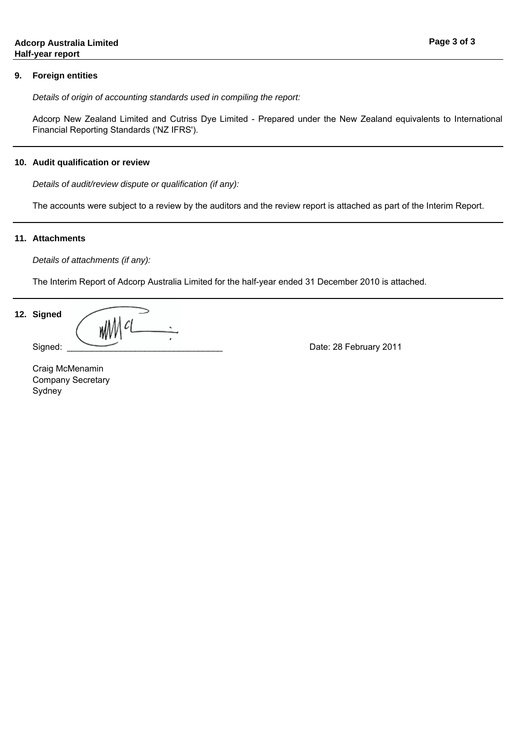## 9. Foreign entities

*Details of origin of accounting standards used in compiling the report:*

Adcorp New Zealand Limited and Cutriss Dye Limited - Prepared under the New Zealand equivalents to International Financial Reporting Standards ('NZ IFRS').

## 10. Audit qualification or review

*Details of audit/review dispute or qualification (if any):*

The accounts were subject to a review by the auditors and the review report is attached as part of the Interim Report.

## 11. Attachments

*Details of attachments (if any):*

The Interim Report of Adcorp Australia Limited for the half-year ended 31 December 2010 is attached.

## 12. Signed

Signed: ________________________________ Date: 28 February 2011

Craig McMenamin
Company Secretary
Sydney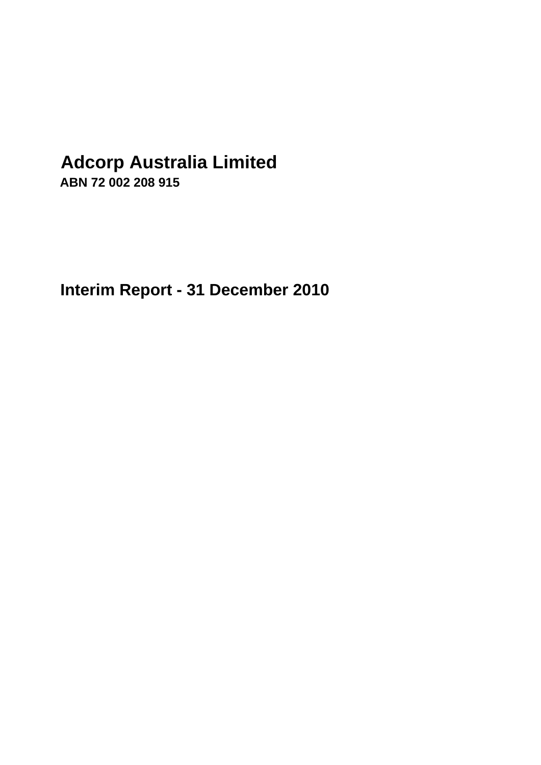# Adcorp Australia Limited

**ABN 72 002 208 915**

# Interim Report - 31 December 2010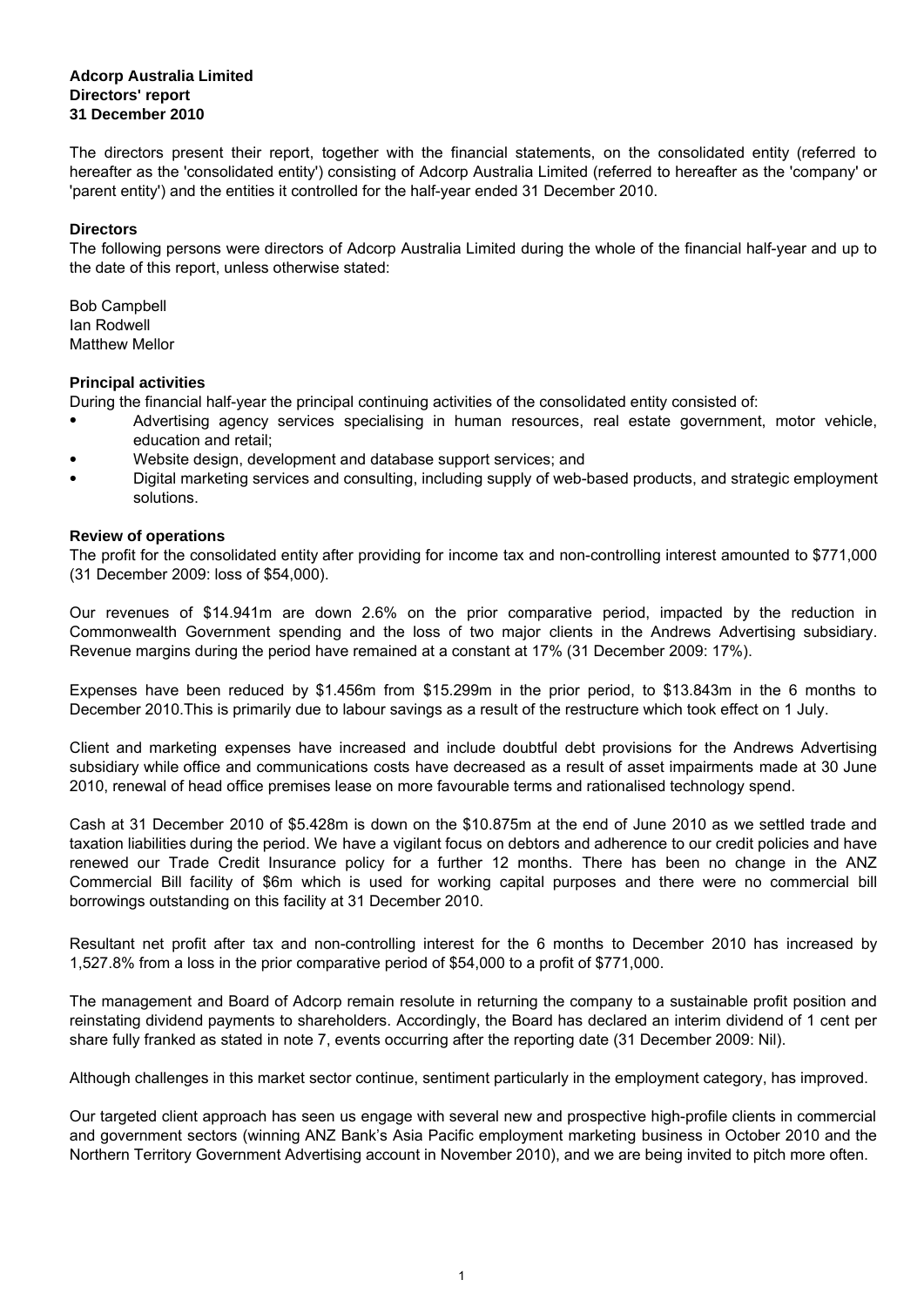**Adcorp Australia Limited**
**Directors' report**
**31 December 2010**

The directors present their report, together with the financial statements, on the consolidated entity (referred to hereafter as the 'consolidated entity') consisting of Adcorp Australia Limited (referred to hereafter as the 'company' or 'parent entity') and the entities it controlled for the half-year ended 31 December 2010.

**Directors**

The following persons were directors of Adcorp Australia Limited during the whole of the financial half-year and up to the date of this report, unless otherwise stated:

Bob Campbell
Ian Rodwell
Matthew Mellor

**Principal activities**

During the financial half-year the principal continuing activities of the consolidated entity consisted of:

- Advertising agency services specialising in human resources, real estate government, motor vehicle, education and retail;
- Website design, development and database support services; and
- Digital marketing services and consulting, including supply of web-based products, and strategic employment solutions.

**Review of operations**

The profit for the consolidated entity after providing for income tax and non-controlling interest amounted to $771,000 (31 December 2009: loss of $54,000).

Our revenues of $14.941m are down 2.6% on the prior comparative period, impacted by the reduction in Commonwealth Government spending and the loss of two major clients in the Andrews Advertising subsidiary. Revenue margins during the period have remained at a constant at 17% (31 December 2009: 17%).

Expenses have been reduced by $1.456m from $15.299m in the prior period, to $13.843m in the 6 months to December 2010.This is primarily due to labour savings as a result of the restructure which took effect on 1 July.

Client and marketing expenses have increased and include doubtful debt provisions for the Andrews Advertising subsidiary while office and communications costs have decreased as a result of asset impairments made at 30 June 2010, renewal of head office premises lease on more favourable terms and rationalised technology spend.

Cash at 31 December 2010 of $5.428m is down on the $10.875m at the end of June 2010 as we settled trade and taxation liabilities during the period. We have a vigilant focus on debtors and adherence to our credit policies and have renewed our Trade Credit Insurance policy for a further 12 months. There has been no change in the ANZ Commercial Bill facility of $6m which is used for working capital purposes and there were no commercial bill borrowings outstanding on this facility at 31 December 2010.

Resultant net profit after tax and non-controlling interest for the 6 months to December 2010 has increased by 1,527.8% from a loss in the prior comparative period of $54,000 to a profit of $771,000.

The management and Board of Adcorp remain resolute in returning the company to a sustainable profit position and reinstating dividend payments to shareholders. Accordingly, the Board has declared an interim dividend of 1 cent per share fully franked as stated in note 7, events occurring after the reporting date (31 December 2009: Nil).

Although challenges in this market sector continue, sentiment particularly in the employment category, has improved.

Our targeted client approach has seen us engage with several new and prospective high-profile clients in commercial and government sectors (winning ANZ Bank's Asia Pacific employment marketing business in October 2010 and the Northern Territory Government Advertising account in November 2010), and we are being invited to pitch more often.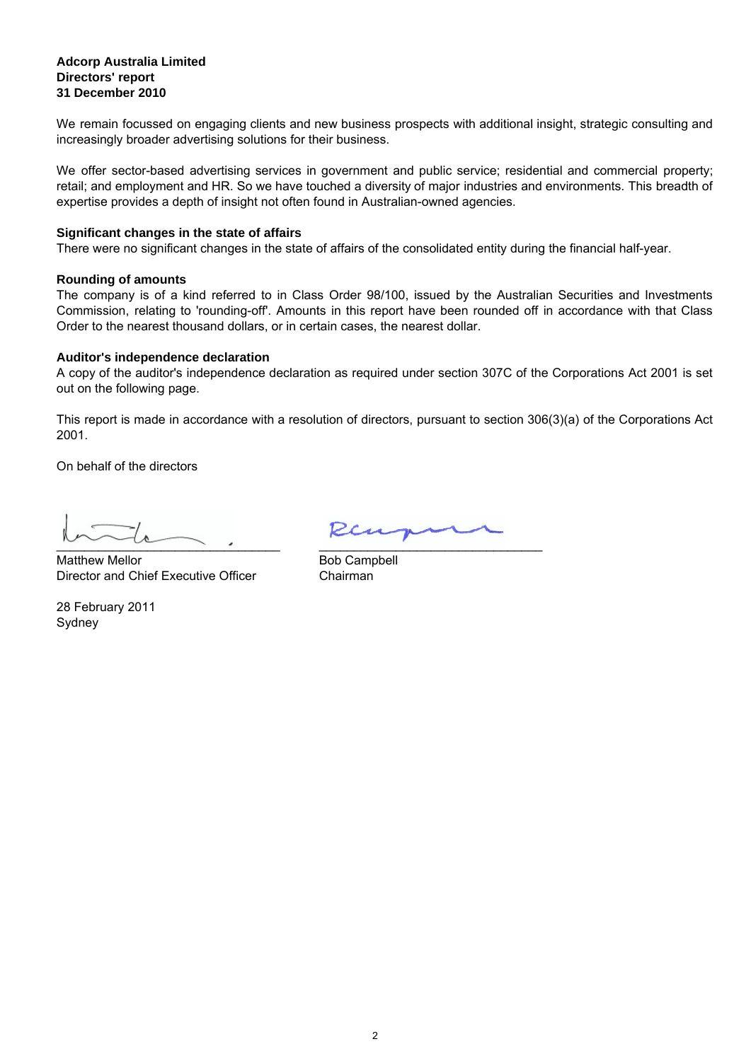**Adcorp Australia Limited**
**Directors' report**
**31 December 2010**

We remain focussed on engaging clients and new business prospects with additional insight, strategic consulting and increasingly broader advertising solutions for their business.

We offer sector-based advertising services in government and public service; residential and commercial property; retail; and employment and HR. So we have touched a diversity of major industries and environments. This breadth of expertise provides a depth of insight not often found in Australian-owned agencies.

**Significant changes in the state of affairs**
There were no significant changes in the state of affairs of the consolidated entity during the financial half-year.

**Rounding of amounts**
The company is of a kind referred to in Class Order 98/100, issued by the Australian Securities and Investments Commission, relating to 'rounding-off'. Amounts in this report have been rounded off in accordance with that Class Order to the nearest thousand dollars, or in certain cases, the nearest dollar.

**Auditor's independence declaration**
A copy of the auditor's independence declaration as required under section 307C of the Corporations Act 2001 is set out on the following page.

This report is made in accordance with a resolution of directors, pursuant to section 306(3)(a) of the Corporations Act 2001.

On behalf of the directors

\_\_\_\_\_\_\_\_\_\_\_\_\_\_\_\_\_\_\_\_\_\_\_\_\_\_\_\_\_\_
Matthew Mellor
Director and Chief Executive Officer

\_\_\_\_\_\_\_\_\_\_\_\_\_\_\_\_\_\_\_\_\_\_\_\_\_\_\_\_\_\_
Bob Campbell
Chairman

28 February 2011
Sydney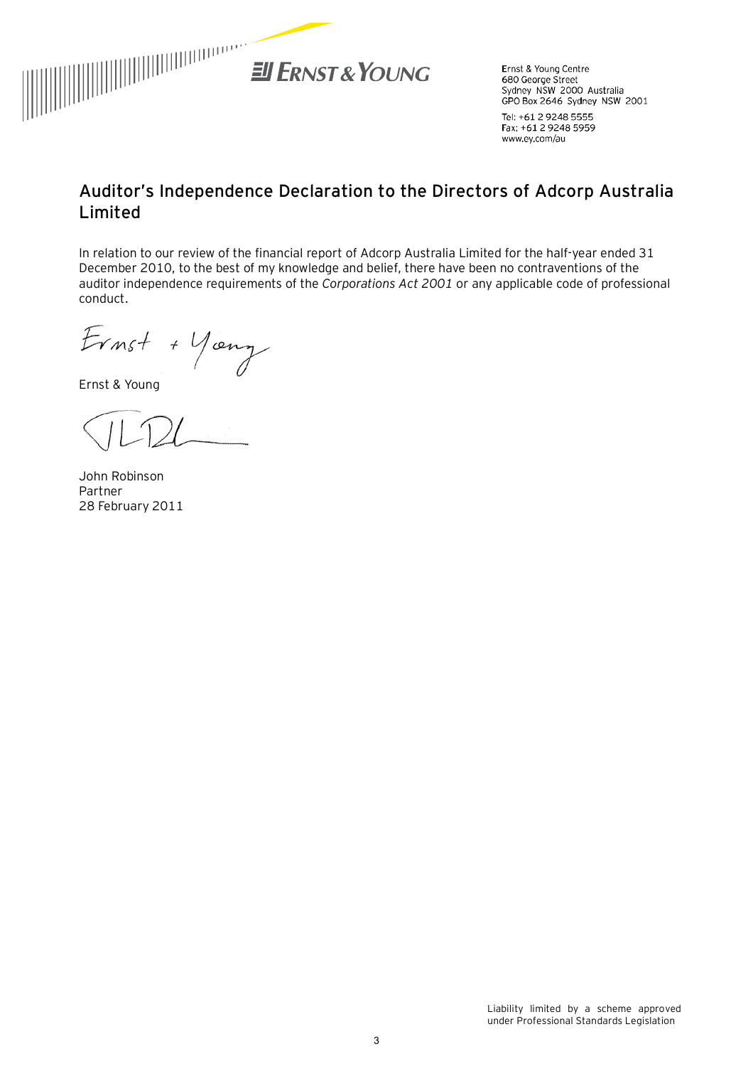Ernst & Young Centre
680 George Street
Sydney NSW 2000 Australia
GPO Box 2646 Sydney NSW 2001

Tel: +61 2 9248 5555
Fax: +61 2 9248 5959
www.ey.com/au

## Auditor's Independence Declaration to the Directors of Adcorp Australia Limited

In relation to our review of the financial report of Adcorp Australia Limited for the half-year ended 31 December 2010, to the best of my knowledge and belief, there have been no contraventions of the auditor independence requirements of the *Corporations Act 2001* or any applicable code of professional conduct.

Ernst & Young

John Robinson
Partner
28 February 2011

Liability limited by a scheme approved under Professional Standards Legislation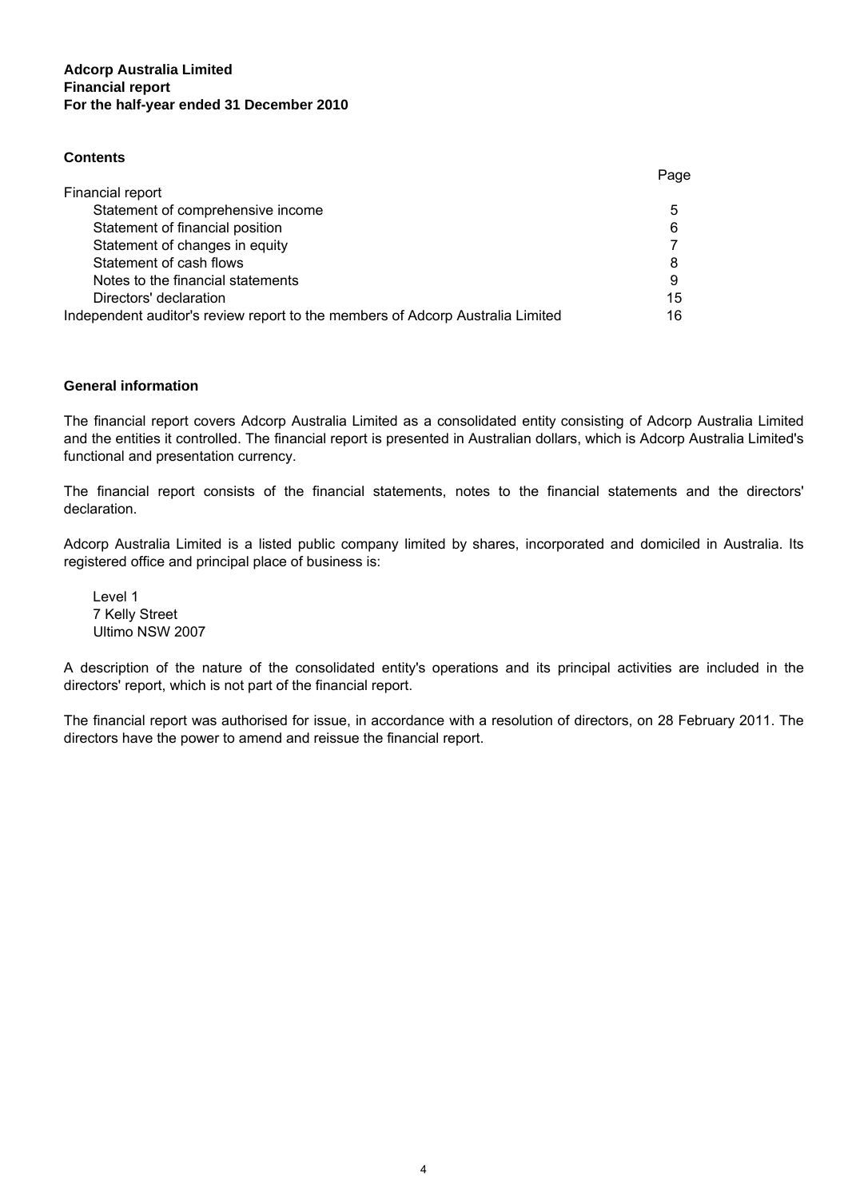**Adcorp Australia Limited**
**Financial report**
**For the half-year ended 31 December 2010**

## Contents

| | Page |
|---|---|
| Financial report | |
| Statement of comprehensive income | 5 |
| Statement of financial position | 6 |
| Statement of changes in equity | 7 |
| Statement of cash flows | 8 |
| Notes to the financial statements | 9 |
| Directors' declaration | 15 |
| Independent auditor's review report to the members of Adcorp Australia Limited | 16 |

## General information

The financial report covers Adcorp Australia Limited as a consolidated entity consisting of Adcorp Australia Limited and the entities it controlled. The financial report is presented in Australian dollars, which is Adcorp Australia Limited's functional and presentation currency.

The financial report consists of the financial statements, notes to the financial statements and the directors' declaration.

Adcorp Australia Limited is a listed public company limited by shares, incorporated and domiciled in Australia. Its registered office and principal place of business is:

Level 1
7 Kelly Street
Ultimo NSW 2007

A description of the nature of the consolidated entity's operations and its principal activities are included in the directors' report, which is not part of the financial report.

The financial report was authorised for issue, in accordance with a resolution of directors, on 28 February 2011. The directors have the power to amend and reissue the financial report.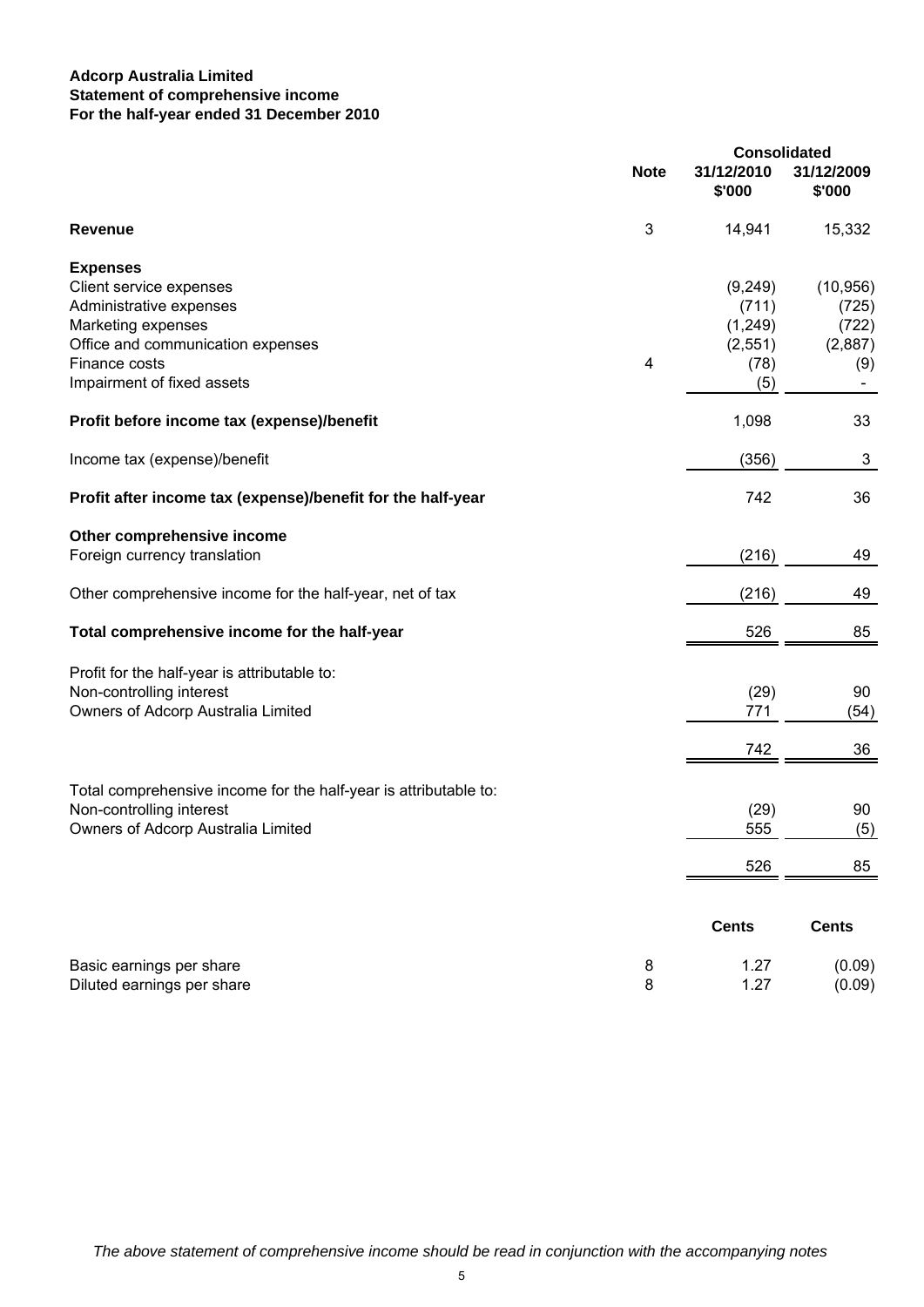**Adcorp Australia Limited**
**Statement of comprehensive income**
**For the half-year ended 31 December 2010**

| | Note | Consolidated 31/12/2010 $'000 | Consolidated 31/12/2009 $'000 |
|---|---|---|---|
| **Revenue** | 3 | 14,941 | 15,332 |
| **Expenses** | | | |
| Client service expenses | | (9,249) | (10,956) |
| Administrative expenses | | (711) | (725) |
| Marketing expenses | | (1,249) | (722) |
| Office and communication expenses | | (2,551) | (2,887) |
| Finance costs | 4 | (78) | (9) |
| Impairment of fixed assets | | (5) | - |
| **Profit before income tax (expense)/benefit** | | 1,098 | 33 |
| Income tax (expense)/benefit | | (356) | 3 |
| **Profit after income tax (expense)/benefit for the half-year** | | 742 | 36 |
| **Other comprehensive income** | | | |
| Foreign currency translation | | (216) | 49 |
| Other comprehensive income for the half-year, net of tax | | (216) | 49 |
| **Total comprehensive income for the half-year** | | 526 | 85 |
| Profit for the half-year is attributable to: | | | |
| Non-controlling interest | | (29) | 90 |
| Owners of Adcorp Australia Limited | | 771 | (54) |
| | | 742 | 36 |
| Total comprehensive income for the half-year is attributable to: | | | |
| Non-controlling interest | | (29) | 90 |
| Owners of Adcorp Australia Limited | | 555 | (5) |
| | | 526 | 85 |
| | | **Cents** | **Cents** |
| Basic earnings per share | 8 | 1.27 | (0.09) |
| Diluted earnings per share | 8 | 1.27 | (0.09) |

*The above statement of comprehensive income should be read in conjunction with the accompanying notes*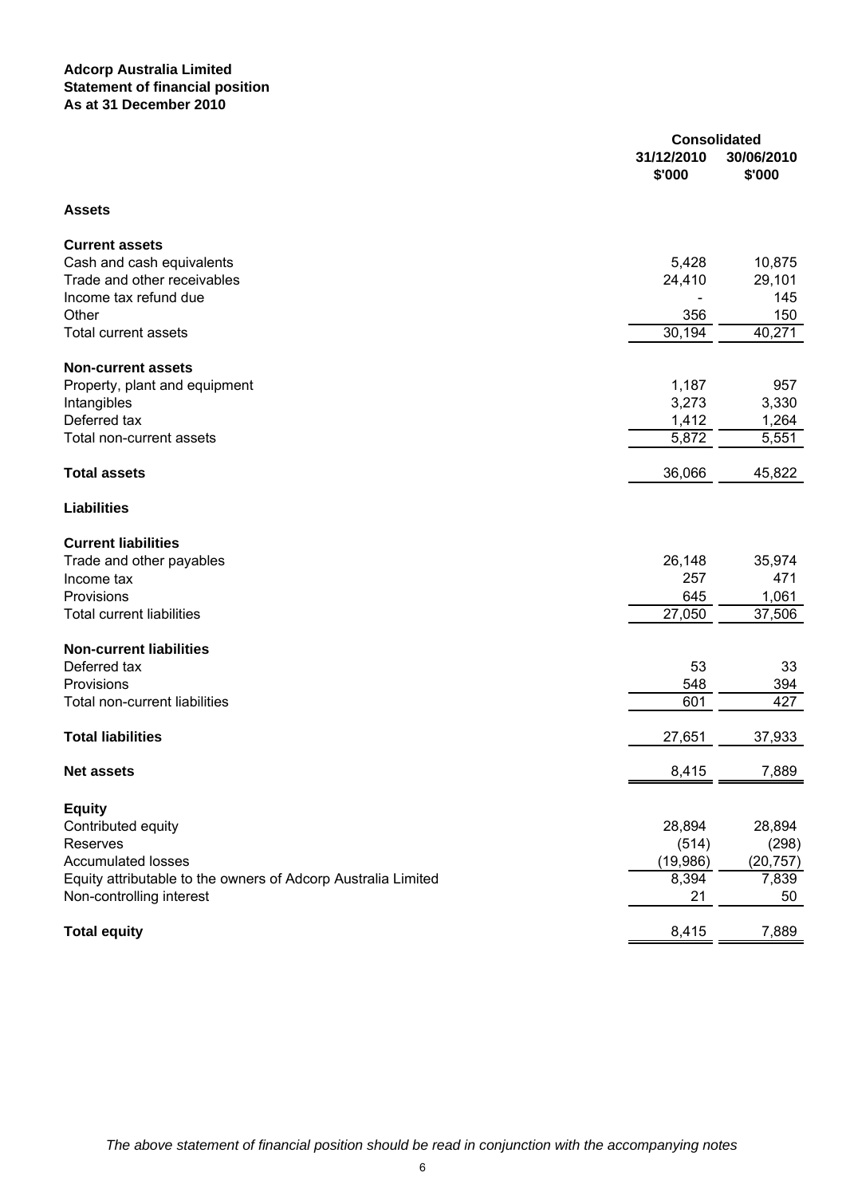**Adcorp Australia Limited**
**Statement of financial position**
**As at 31 December 2010**

| | Consolidated | |
|---|---|---|
| | 31/12/2010 $'000 | 30/06/2010 $'000 |
| **Assets** | | |
| **Current assets** | | |
| Cash and cash equivalents | 5,428 | 10,875 |
| Trade and other receivables | 24,410 | 29,101 |
| Income tax refund due | - | 145 |
| Other | 356 | 150 |
| Total current assets | 30,194 | 40,271 |
| **Non-current assets** | | |
| Property, plant and equipment | 1,187 | 957 |
| Intangibles | 3,273 | 3,330 |
| Deferred tax | 1,412 | 1,264 |
| Total non-current assets | 5,872 | 5,551 |
| **Total assets** | 36,066 | 45,822 |
| **Liabilities** | | |
| **Current liabilities** | | |
| Trade and other payables | 26,148 | 35,974 |
| Income tax | 257 | 471 |
| Provisions | 645 | 1,061 |
| Total current liabilities | 27,050 | 37,506 |
| **Non-current liabilities** | | |
| Deferred tax | 53 | 33 |
| Provisions | 548 | 394 |
| Total non-current liabilities | 601 | 427 |
| **Total liabilities** | 27,651 | 37,933 |
| **Net assets** | 8,415 | 7,889 |
| **Equity** | | |
| Contributed equity | 28,894 | 28,894 |
| Reserves | (514) | (298) |
| Accumulated losses | (19,986) | (20,757) |
| Equity attributable to the owners of Adcorp Australia Limited | 8,394 | 7,839 |
| Non-controlling interest | 21 | 50 |
| **Total equity** | 8,415 | 7,889 |

*The above statement of financial position should be read in conjunction with the accompanying notes*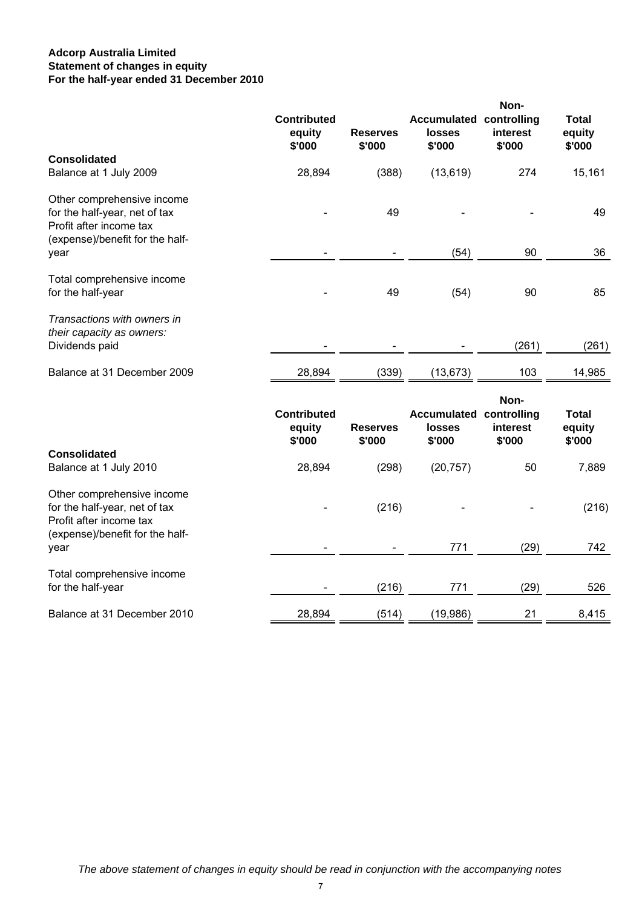**Adcorp Australia Limited**
**Statement of changes in equity**
**For the half-year ended 31 December 2010**

| | Contributed equity $'000 | Reserves $'000 | Accumulated losses $'000 | Non-controlling interest $'000 | Total equity $'000 |
|---|---|---|---|---|---|
| **Consolidated** | | | | | |
| Balance at 1 July 2009 | 28,894 | (388) | (13,619) | 274 | 15,161 |
| Other comprehensive income for the half-year, net of tax | - | 49 | - | - | 49 |
| Profit after income tax (expense)/benefit for the half-year | - | - | (54) | 90 | 36 |
| Total comprehensive income for the half-year | - | 49 | (54) | 90 | 85 |
| *Transactions with owners in their capacity as owners:* | | | | | |
| Dividends paid | - | - | - | (261) | (261) |
| Balance at 31 December 2009 | 28,894 | (339) | (13,673) | 103 | 14,985 |

| | Contributed equity $'000 | Reserves $'000 | Accumulated losses $'000 | Non-controlling interest $'000 | Total equity $'000 |
|---|---|---|---|---|---|
| **Consolidated** | | | | | |
| Balance at 1 July 2010 | 28,894 | (298) | (20,757) | 50 | 7,889 |
| Other comprehensive income for the half-year, net of tax | - | (216) | - | - | (216) |
| Profit after income tax (expense)/benefit for the half-year | - | - | 771 | (29) | 742 |
| Total comprehensive income for the half-year | - | (216) | 771 | (29) | 526 |
| Balance at 31 December 2010 | 28,894 | (514) | (19,986) | 21 | 8,415 |

*The above statement of changes in equity should be read in conjunction with the accompanying notes*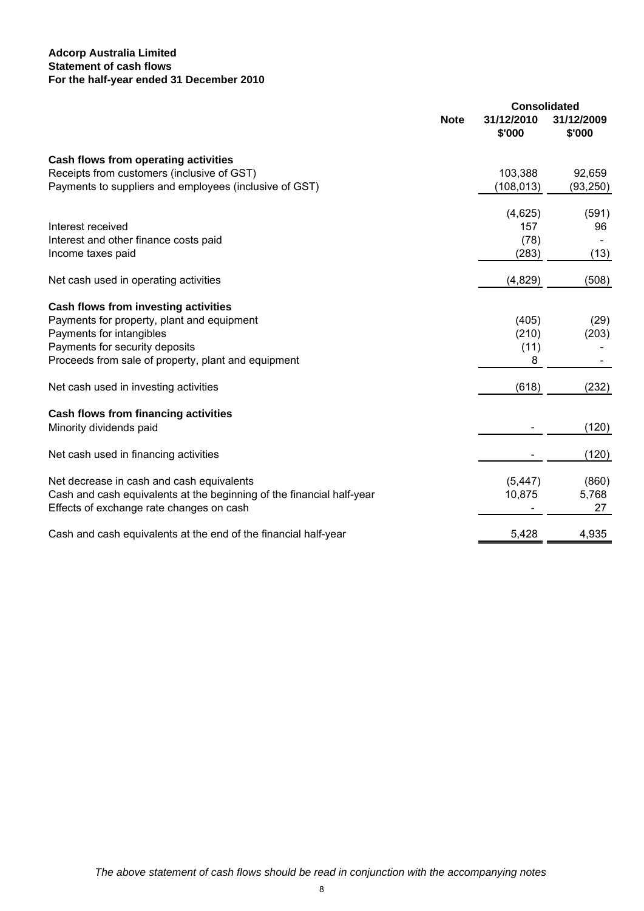**Adcorp Australia Limited**
**Statement of cash flows**
**For the half-year ended 31 December 2010**

| | Note | Consolidated | |
|---|---|---|---|
| | | 31/12/2010 $'000 | 31/12/2009 $'000 |
| **Cash flows from operating activities** | | | |
| Receipts from customers (inclusive of GST) | | 103,388 | 92,659 |
| Payments to suppliers and employees (inclusive of GST) | | (108,013) | (93,250) |
| | | (4,625) | (591) |
| Interest received | | 157 | 96 |
| Interest and other finance costs paid | | (78) | - |
| Income taxes paid | | (283) | (13) |
| Net cash used in operating activities | | (4,829) | (508) |
| **Cash flows from investing activities** | | | |
| Payments for property, plant and equipment | | (405) | (29) |
| Payments for intangibles | | (210) | (203) |
| Payments for security deposits | | (11) | - |
| Proceeds from sale of property, plant and equipment | | 8 | - |
| Net cash used in investing activities | | (618) | (232) |
| **Cash flows from financing activities** | | | |
| Minority dividends paid | | - | (120) |
| Net cash used in financing activities | | - | (120) |
| Net decrease in cash and cash equivalents | | (5,447) | (860) |
| Cash and cash equivalents at the beginning of the financial half-year | | 10,875 | 5,768 |
| Effects of exchange rate changes on cash | | - | 27 |
| Cash and cash equivalents at the end of the financial half-year | | 5,428 | 4,935 |

*The above statement of cash flows should be read in conjunction with the accompanying notes*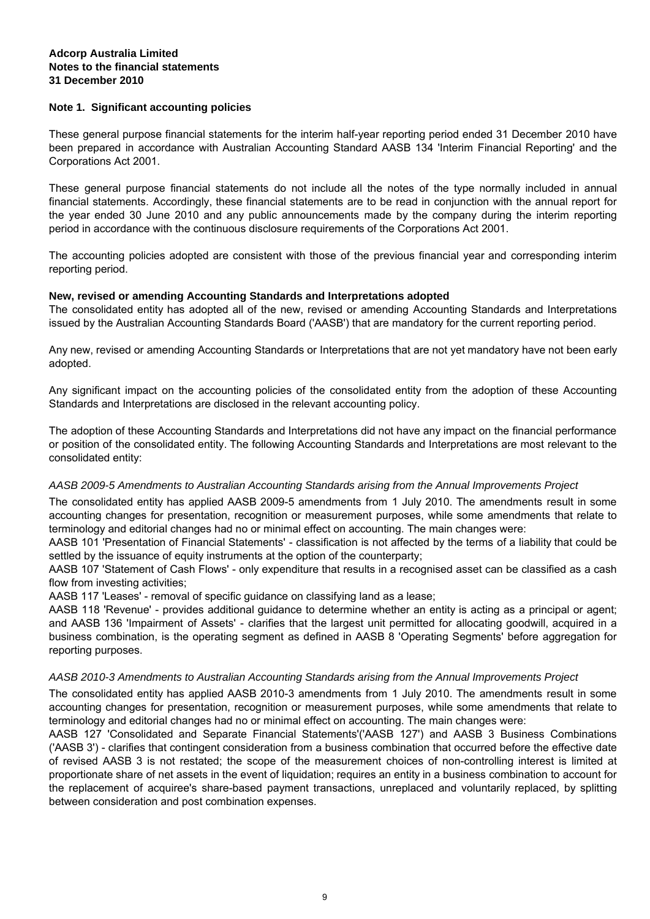**Adcorp Australia Limited**
**Notes to the financial statements**
**31 December 2010**

## Note 1. Significant accounting policies

These general purpose financial statements for the interim half-year reporting period ended 31 December 2010 have been prepared in accordance with Australian Accounting Standard AASB 134 'Interim Financial Reporting' and the Corporations Act 2001.

These general purpose financial statements do not include all the notes of the type normally included in annual financial statements. Accordingly, these financial statements are to be read in conjunction with the annual report for the year ended 30 June 2010 and any public announcements made by the company during the interim reporting period in accordance with the continuous disclosure requirements of the Corporations Act 2001.

The accounting policies adopted are consistent with those of the previous financial year and corresponding interim reporting period.

### New, revised or amending Accounting Standards and Interpretations adopted

The consolidated entity has adopted all of the new, revised or amending Accounting Standards and Interpretations issued by the Australian Accounting Standards Board ('AASB') that are mandatory for the current reporting period.

Any new, revised or amending Accounting Standards or Interpretations that are not yet mandatory have not been early adopted.

Any significant impact on the accounting policies of the consolidated entity from the adoption of these Accounting Standards and Interpretations are disclosed in the relevant accounting policy.

The adoption of these Accounting Standards and Interpretations did not have any impact on the financial performance or position of the consolidated entity. The following Accounting Standards and Interpretations are most relevant to the consolidated entity:

*AASB 2009-5 Amendments to Australian Accounting Standards arising from the Annual Improvements Project*

The consolidated entity has applied AASB 2009-5 amendments from 1 July 2010. The amendments result in some accounting changes for presentation, recognition or measurement purposes, while some amendments that relate to terminology and editorial changes had no or minimal effect on accounting. The main changes were:
AASB 101 'Presentation of Financial Statements' - classification is not affected by the terms of a liability that could be settled by the issuance of equity instruments at the option of the counterparty;
AASB 107 'Statement of Cash Flows' - only expenditure that results in a recognised asset can be classified as a cash flow from investing activities;
AASB 117 'Leases' - removal of specific guidance on classifying land as a lease;
AASB 118 'Revenue' - provides additional guidance to determine whether an entity is acting as a principal or agent; and AASB 136 'Impairment of Assets' - clarifies that the largest unit permitted for allocating goodwill, acquired in a business combination, is the operating segment as defined in AASB 8 'Operating Segments' before aggregation for reporting purposes.

*AASB 2010-3 Amendments to Australian Accounting Standards arising from the Annual Improvements Project*

The consolidated entity has applied AASB 2010-3 amendments from 1 July 2010. The amendments result in some accounting changes for presentation, recognition or measurement purposes, while some amendments that relate to terminology and editorial changes had no or minimal effect on accounting. The main changes were:
AASB 127 'Consolidated and Separate Financial Statements'('AASB 127') and AASB 3 Business Combinations ('AASB 3') - clarifies that contingent consideration from a business combination that occurred before the effective date of revised AASB 3 is not restated; the scope of the measurement choices of non-controlling interest is limited at proportionate share of net assets in the event of liquidation; requires an entity in a business combination to account for the replacement of acquiree's share-based payment transactions, unreplaced and voluntarily replaced, by splitting between consideration and post combination expenses.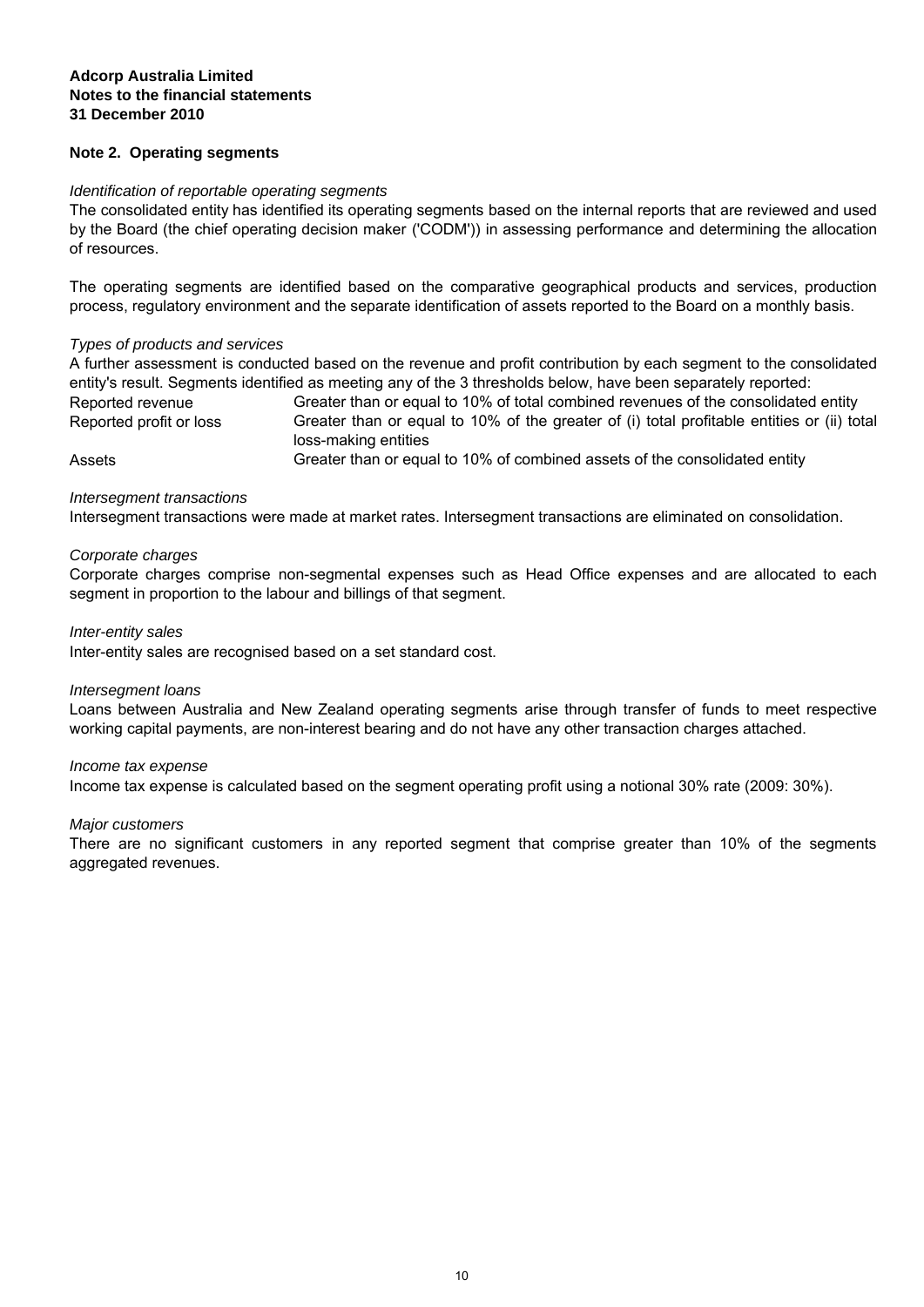**Adcorp Australia Limited**
**Notes to the financial statements**
**31 December 2010**

## Note 2. Operating segments

*Identification of reportable operating segments*

The consolidated entity has identified its operating segments based on the internal reports that are reviewed and used by the Board (the chief operating decision maker ('CODM')) in assessing performance and determining the allocation of resources.

The operating segments are identified based on the comparative geographical products and services, production process, regulatory environment and the separate identification of assets reported to the Board on a monthly basis.

*Types of products and services*

A further assessment is conducted based on the revenue and profit contribution by each segment to the consolidated entity's result. Segments identified as meeting any of the 3 thresholds below, have been separately reported:

| | |
|---|---|
| Reported revenue | Greater than or equal to 10% of total combined revenues of the consolidated entity |
| Reported profit or loss | Greater than or equal to 10% of the greater of (i) total profitable entities or (ii) total loss-making entities |
| Assets | Greater than or equal to 10% of combined assets of the consolidated entity |

*Intersegment transactions*

Intersegment transactions were made at market rates. Intersegment transactions are eliminated on consolidation.

*Corporate charges*

Corporate charges comprise non-segmental expenses such as Head Office expenses and are allocated to each segment in proportion to the labour and billings of that segment.

*Inter-entity sales*

Inter-entity sales are recognised based on a set standard cost.

*Intersegment loans*

Loans between Australia and New Zealand operating segments arise through transfer of funds to meet respective working capital payments, are non-interest bearing and do not have any other transaction charges attached.

*Income tax expense*

Income tax expense is calculated based on the segment operating profit using a notional 30% rate (2009: 30%).

*Major customers*

There are no significant customers in any reported segment that comprise greater than 10% of the segments aggregated revenues.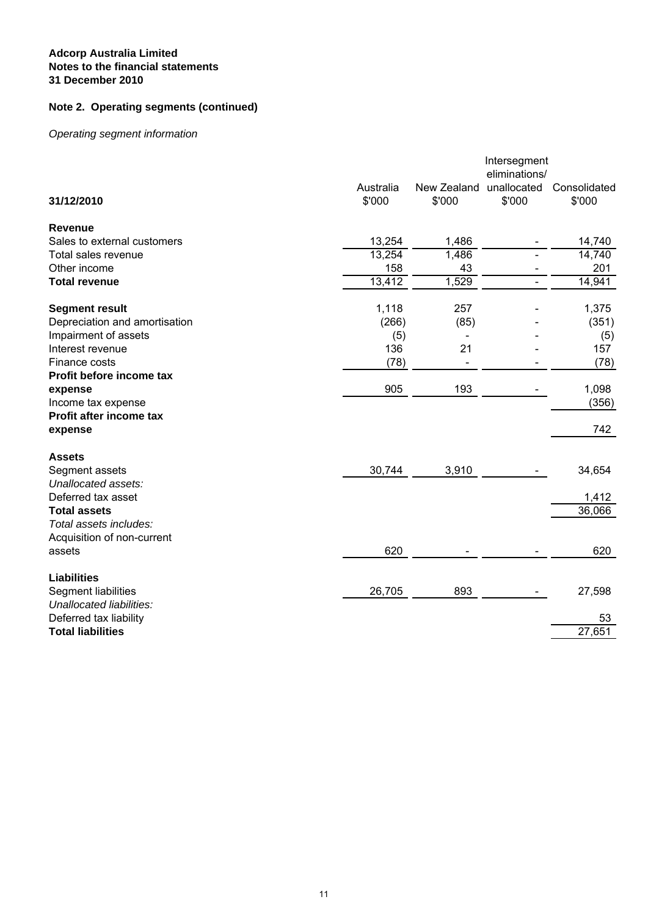**Adcorp Australia Limited**
**Notes to the financial statements**
**31 December 2010**

## Note 2. Operating segments (continued)

*Operating segment information*

| 31/12/2010 | Australia $'000 | New Zealand $'000 | Intersegment eliminations/ unallocated $'000 | Consolidated $'000 |
|---|---|---|---|---|
| **Revenue** | | | | |
| Sales to external customers | 13,254 | 1,486 | - | 14,740 |
| Total sales revenue | 13,254 | 1,486 | - | 14,740 |
| Other income | 158 | 43 | - | 201 |
| **Total revenue** | 13,412 | 1,529 | - | 14,941 |
| | | | | |
| **Segment result** | 1,118 | 257 | - | 1,375 |
| Depreciation and amortisation | (266) | (85) | - | (351) |
| Impairment of assets | (5) | - | - | (5) |
| Interest revenue | 136 | 21 | - | 157 |
| Finance costs | (78) | - | - | (78) |
| **Profit before income tax expense** | 905 | 193 | - | 1,098 |
| Income tax expense | | | | (356) |
| **Profit after income tax expense** | | | | 742 |
| | | | | |
| **Assets** | | | | |
| Segment assets | 30,744 | 3,910 | - | 34,654 |
| *Unallocated assets:* | | | | |
| Deferred tax asset | | | | 1,412 |
| **Total assets** | | | | 36,066 |
| *Total assets includes:* | | | | |
| Acquisition of non-current assets | 620 | - | - | 620 |
| | | | | |
| **Liabilities** | | | | |
| Segment liabilities | 26,705 | 893 | - | 27,598 |
| *Unallocated liabilities:* | | | | |
| Deferred tax liability | | | | 53 |
| **Total liabilities** | | | | 27,651 |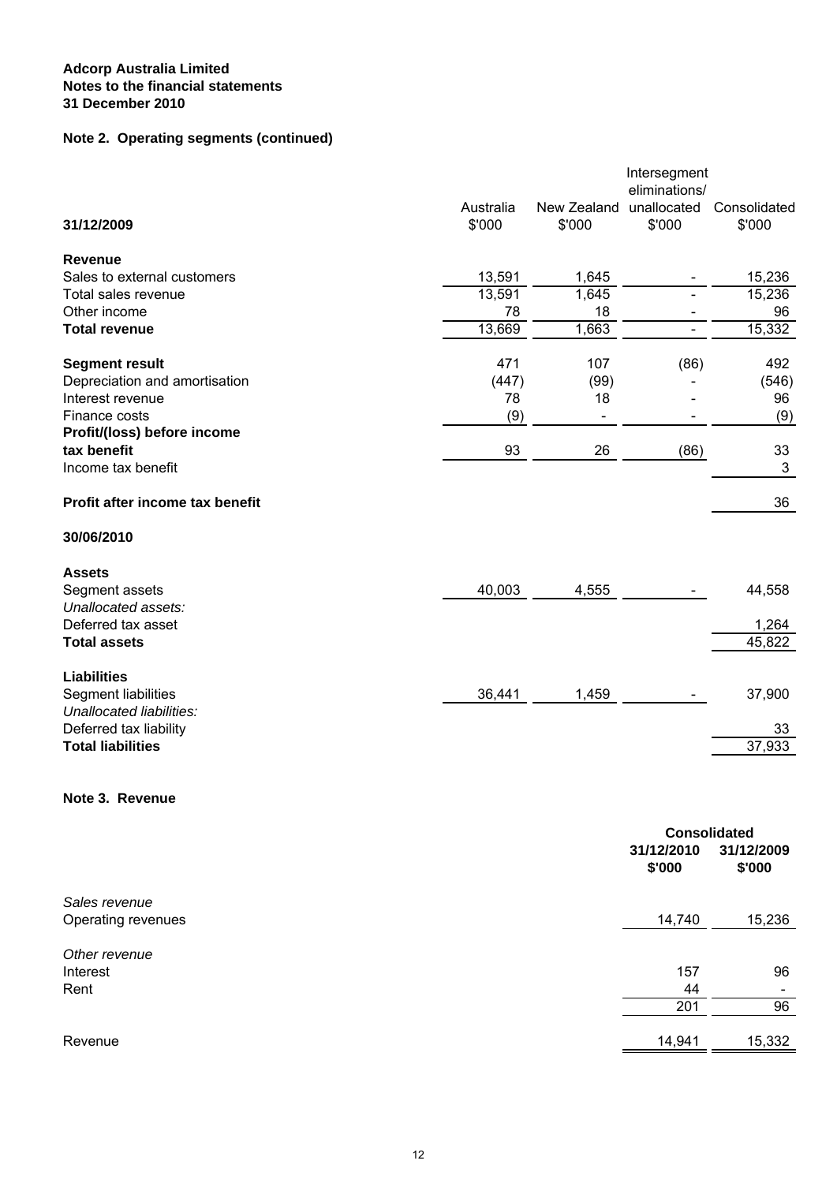**Adcorp Australia Limited**
**Notes to the financial statements**
**31 December 2010**

## Note 2. Operating segments (continued)

| 31/12/2009 | Australia $'000 | New Zealand $'000 | Intersegment eliminations/ unallocated $'000 | Consolidated $'000 |
|---|---|---|---|---|
| **Revenue** | | | | |
| Sales to external customers | 13,591 | 1,645 | - | 15,236 |
| Total sales revenue | 13,591 | 1,645 | - | 15,236 |
| Other income | 78 | 18 | - | 96 |
| **Total revenue** | 13,669 | 1,663 | - | 15,332 |
| **Segment result** | 471 | 107 | (86) | 492 |
| Depreciation and amortisation | (447) | (99) | - | (546) |
| Interest revenue | 78 | 18 | - | 96 |
| Finance costs | (9) | - | - | (9) |
| **Profit/(loss) before income tax benefit** | 93 | 26 | (86) | 33 |
| Income tax benefit | | | | 3 |
| **Profit after income tax benefit** | | | | 36 |
| **30/06/2010** | | | | |
| **Assets** | | | | |
| Segment assets | 40,003 | 4,555 | - | 44,558 |
| *Unallocated assets:* | | | | |
| Deferred tax asset | | | | 1,264 |
| **Total assets** | | | | 45,822 |
| **Liabilities** | | | | |
| Segment liabilities | 36,441 | 1,459 | - | 37,900 |
| *Unallocated liabilities:* | | | | |
| Deferred tax liability | | | | 33 |
| **Total liabilities** | | | | 37,933 |

## Note 3. Revenue

| | Consolidated 31/12/2010 $'000 | Consolidated 31/12/2009 $'000 |
|---|---|---|
| *Sales revenue* | | |
| Operating revenues | 14,740 | 15,236 |
| *Other revenue* | | |
| Interest | 157 | 96 |
| Rent | 44 | - |
| | 201 | 96 |
| Revenue | 14,941 | 15,332 |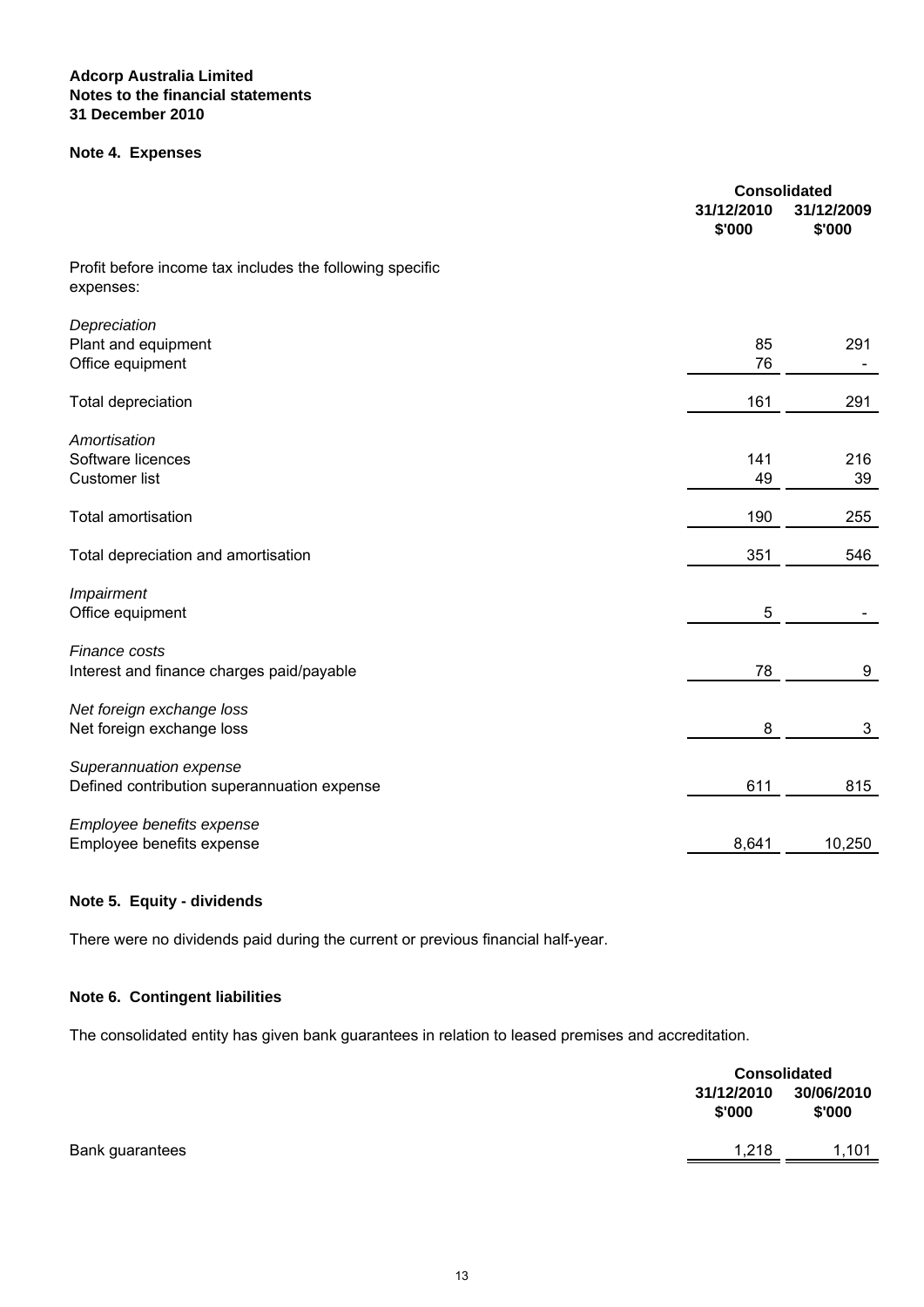**Adcorp Australia Limited**
**Notes to the financial statements**
**31 December 2010**

## Note 4. Expenses

| | Consolidated | |
|---|---|---|
| | 31/12/2010 $'000 | 31/12/2009 $'000 |
| Profit before income tax includes the following specific expenses: | | |
| *Depreciation* | | |
| Plant and equipment | 85 | 291 |
| Office equipment | 76 | - |
| Total depreciation | 161 | 291 |
| *Amortisation* | | |
| Software licences | 141 | 216 |
| Customer list | 49 | 39 |
| Total amortisation | 190 | 255 |
| Total depreciation and amortisation | 351 | 546 |
| *Impairment* | | |
| Office equipment | 5 | - |
| *Finance costs* | | |
| Interest and finance charges paid/payable | 78 | 9 |
| *Net foreign exchange loss* | | |
| Net foreign exchange loss | 8 | 3 |
| *Superannuation expense* | | |
| Defined contribution superannuation expense | 611 | 815 |
| *Employee benefits expense* | | |
| Employee benefits expense | 8,641 | 10,250 |

## Note 5. Equity - dividends

There were no dividends paid during the current or previous financial half-year.

## Note 6. Contingent liabilities

The consolidated entity has given bank guarantees in relation to leased premises and accreditation.

| | Consolidated | |
|---|---|---|
| | 31/12/2010 $'000 | 30/06/2010 $'000 |
| Bank guarantees | 1,218 | 1,101 |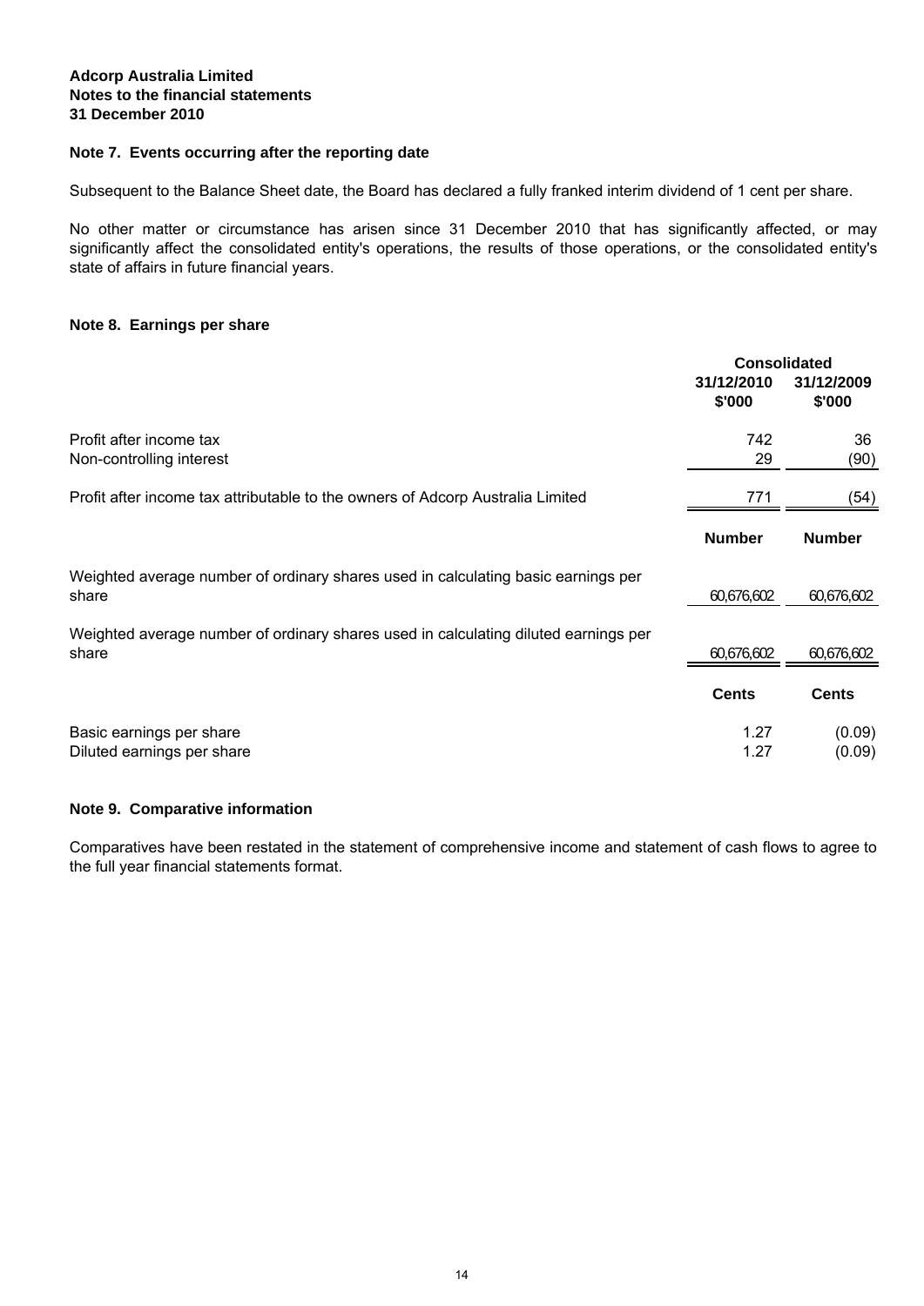**Adcorp Australia Limited**
**Notes to the financial statements**
**31 December 2010**

### Note 7. Events occurring after the reporting date

Subsequent to the Balance Sheet date, the Board has declared a fully franked interim dividend of 1 cent per share.

No other matter or circumstance has arisen since 31 December 2010 that has significantly affected, or may significantly affect the consolidated entity's operations, the results of those operations, or the consolidated entity's state of affairs in future financial years.

### Note 8. Earnings per share

| | Consolidated | |
|---|---|---|
| | 31/12/2010 $'000 | 31/12/2009 $'000 |
| Profit after income tax | 742 | 36 |
| Non-controlling interest | 29 | (90) |
| Profit after income tax attributable to the owners of Adcorp Australia Limited | 771 | (54) |
| | **Number** | **Number** |
| Weighted average number of ordinary shares used in calculating basic earnings per share | 60,676,602 | 60,676,602 |
| Weighted average number of ordinary shares used in calculating diluted earnings per share | 60,676,602 | 60,676,602 |
| | **Cents** | **Cents** |
| Basic earnings per share | 1.27 | (0.09) |
| Diluted earnings per share | 1.27 | (0.09) |

### Note 9. Comparative information

Comparatives have been restated in the statement of comprehensive income and statement of cash flows to agree to the full year financial statements format.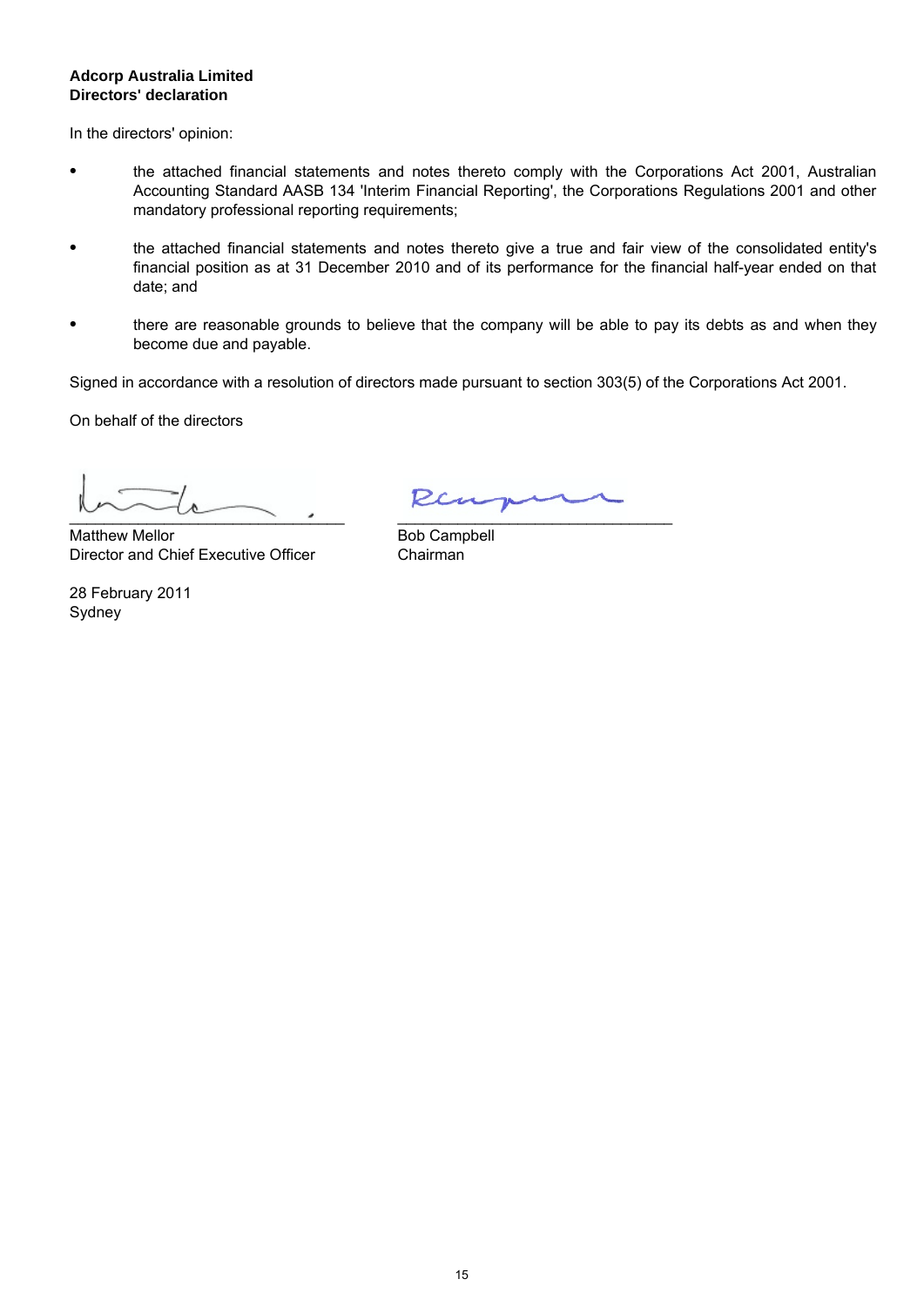**Adcorp Australia Limited**
**Directors' declaration**

In the directors' opinion:

- the attached financial statements and notes thereto comply with the Corporations Act 2001, Australian Accounting Standard AASB 134 'Interim Financial Reporting', the Corporations Regulations 2001 and other mandatory professional reporting requirements;
- the attached financial statements and notes thereto give a true and fair view of the consolidated entity's financial position as at 31 December 2010 and of its performance for the financial half-year ended on that date; and
- there are reasonable grounds to believe that the company will be able to pay its debts as and when they become due and payable.

Signed in accordance with a resolution of directors made pursuant to section 303(5) of the Corporations Act 2001.

On behalf of the directors

Matthew Mellor
Director and Chief Executive Officer

Bob Campbell
Chairman

28 February 2011
Sydney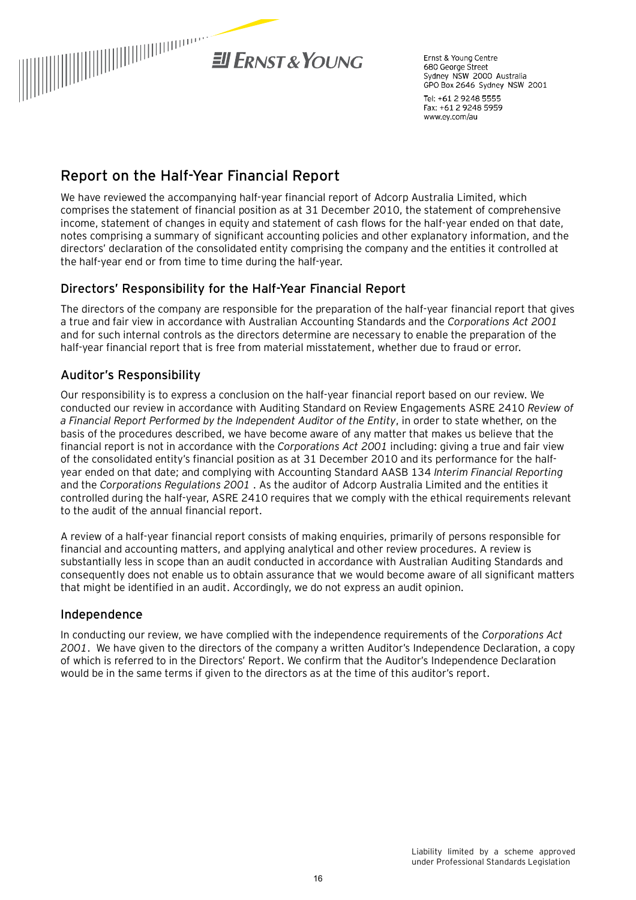Ernst & Young Centre
680 George Street
Sydney NSW 2000 Australia
GPO Box 2646 Sydney NSW 2001

Tel: +61 2 9248 5555
Fax: +61 2 9248 5959
www.ey.com/au

## Report on the Half-Year Financial Report

We have reviewed the accompanying half-year financial report of Adcorp Australia Limited, which comprises the statement of financial position as at 31 December 2010, the statement of comprehensive income, statement of changes in equity and statement of cash flows for the half-year ended on that date, notes comprising a summary of significant accounting policies and other explanatory information, and the directors' declaration of the consolidated entity comprising the company and the entities it controlled at the half-year end or from time to time during the half-year.

### Directors' Responsibility for the Half-Year Financial Report

The directors of the company are responsible for the preparation of the half-year financial report that gives a true and fair view in accordance with Australian Accounting Standards and the *Corporations Act 2001* and for such internal controls as the directors determine are necessary to enable the preparation of the half-year financial report that is free from material misstatement, whether due to fraud or error.

### Auditor's Responsibility

Our responsibility is to express a conclusion on the half-year financial report based on our review. We conducted our review in accordance with Auditing Standard on Review Engagements ASRE 2410 *Review of a Financial Report Performed by the Independent Auditor of the Entity*, in order to state whether, on the basis of the procedures described, we have become aware of any matter that makes us believe that the financial report is not in accordance with the *Corporations Act 2001* including: giving a true and fair view of the consolidated entity's financial position as at 31 December 2010 and its performance for the half-year ended on that date; and complying with Accounting Standard AASB 134 *Interim Financial Reporting* and the *Corporations Regulations 2001* . As the auditor of Adcorp Australia Limited and the entities it controlled during the half-year, ASRE 2410 requires that we comply with the ethical requirements relevant to the audit of the annual financial report.

A review of a half-year financial report consists of making enquiries, primarily of persons responsible for financial and accounting matters, and applying analytical and other review procedures. A review is substantially less in scope than an audit conducted in accordance with Australian Auditing Standards and consequently does not enable us to obtain assurance that we would become aware of all significant matters that might be identified in an audit. Accordingly, we do not express an audit opinion.

### Independence

In conducting our review, we have complied with the independence requirements of the *Corporations Act 2001*. We have given to the directors of the company a written Auditor's Independence Declaration, a copy of which is referred to in the Directors' Report. We confirm that the Auditor's Independence Declaration would be in the same terms if given to the directors as at the time of this auditor's report.

Liability limited by a scheme approved under Professional Standards Legislation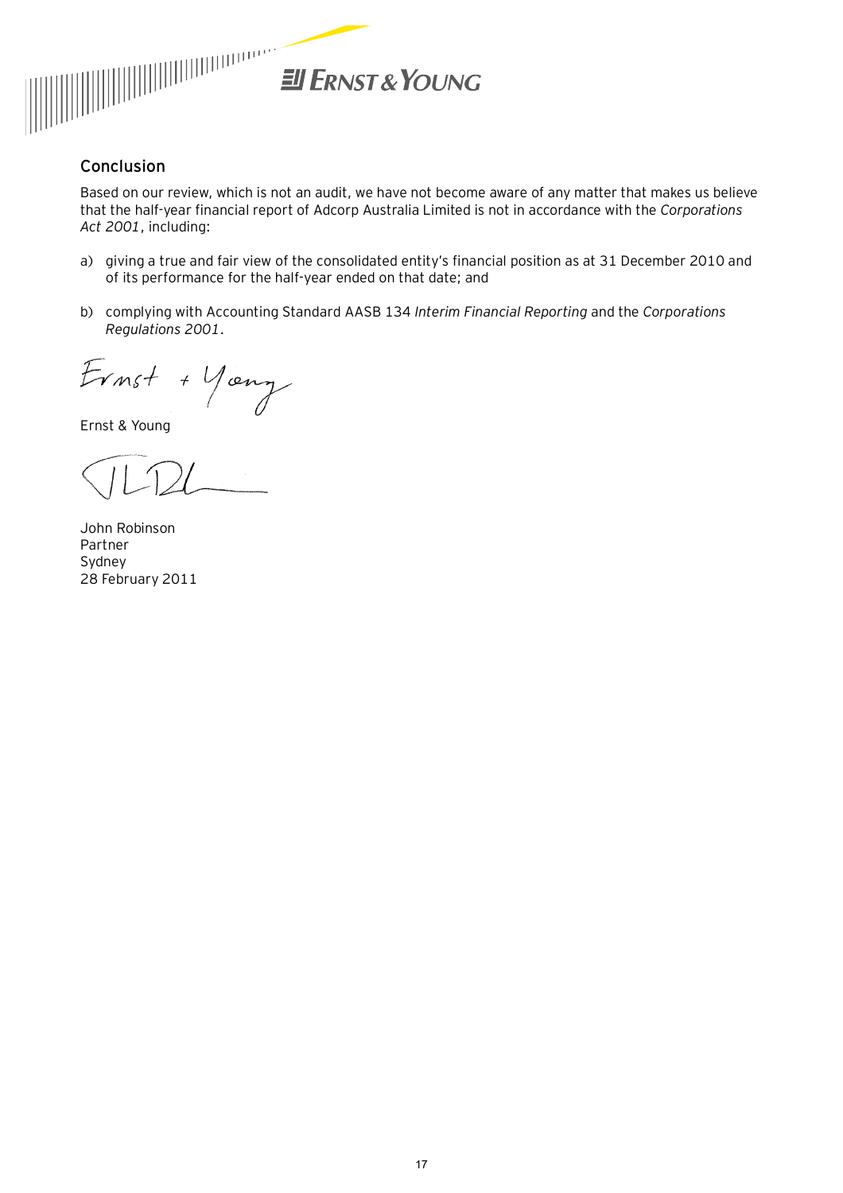## Conclusion

Based on our review, which is not an audit, we have not become aware of any matter that makes us believe that the half-year financial report of Adcorp Australia Limited is not in accordance with the *Corporations Act 2001*, including:

a) giving a true and fair view of the consolidated entity's financial position as at 31 December 2010 and of its performance for the half-year ended on that date; and

b) complying with Accounting Standard AASB 134 *Interim Financial Reporting* and the *Corporations Regulations 2001*.

Ernst & Young

John Robinson
Partner
Sydney
28 February 2011